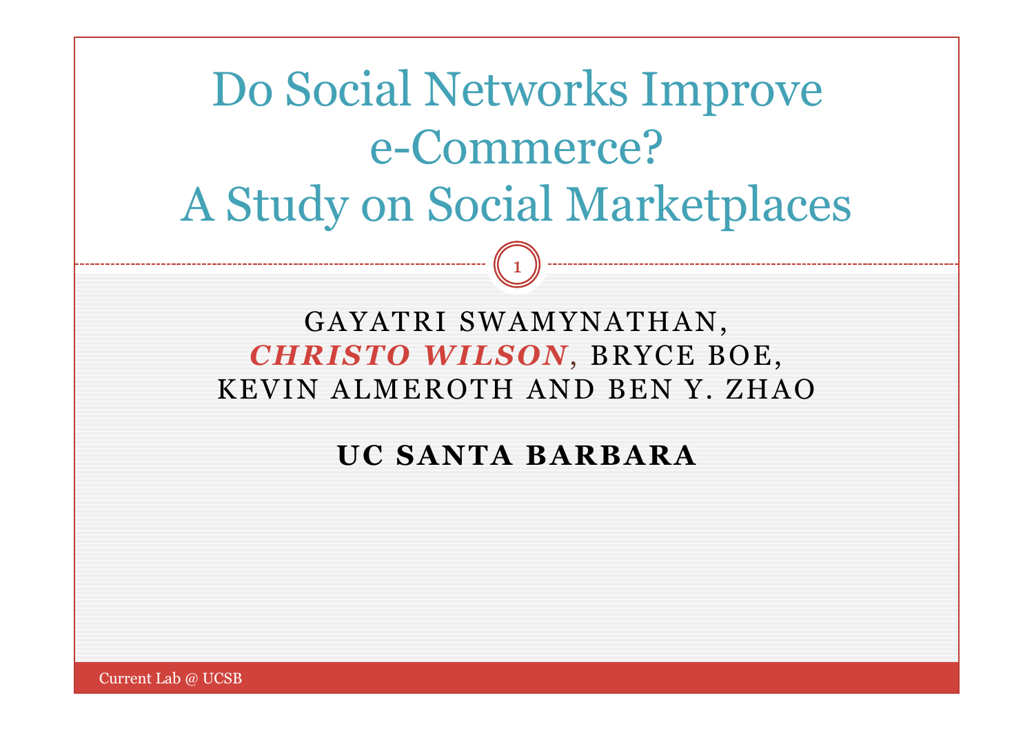# Do Social Networks Improve e-Commerce? A Study on Social Marketplaces

GAYATRI SWAMYNATHAN, ***CHRISTO WILSON***, BRYCE BOE, KEVIN ALMEROTH AND BEN Y. ZHAO

**UC SANTA BARBARA**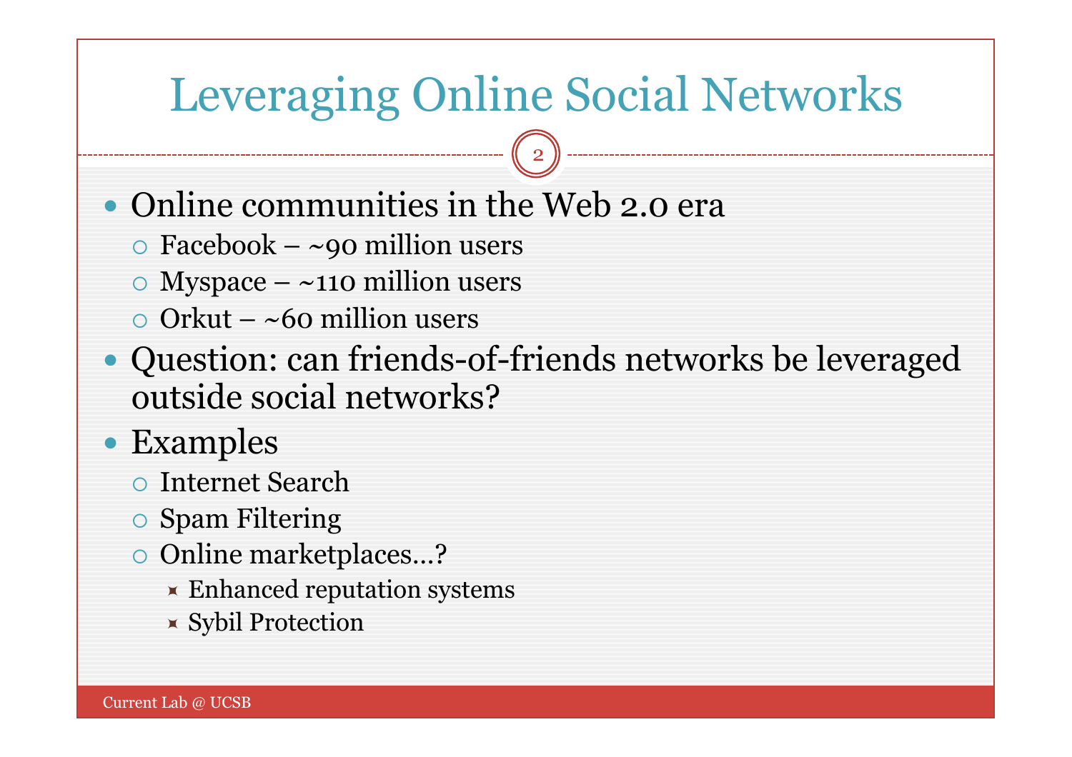# Leveraging Online Social Networks

- Online communities in the Web 2.0 era
  - Facebook – ~90 million users
  - Myspace – ~110 million users
  - Orkut – ~60 million users
- Question: can friends-of-friends networks be leveraged outside social networks?
- Examples
  - Internet Search
  - Spam Filtering
  - Online marketplaces…?
    - Enhanced reputation systems
    - Sybil Protection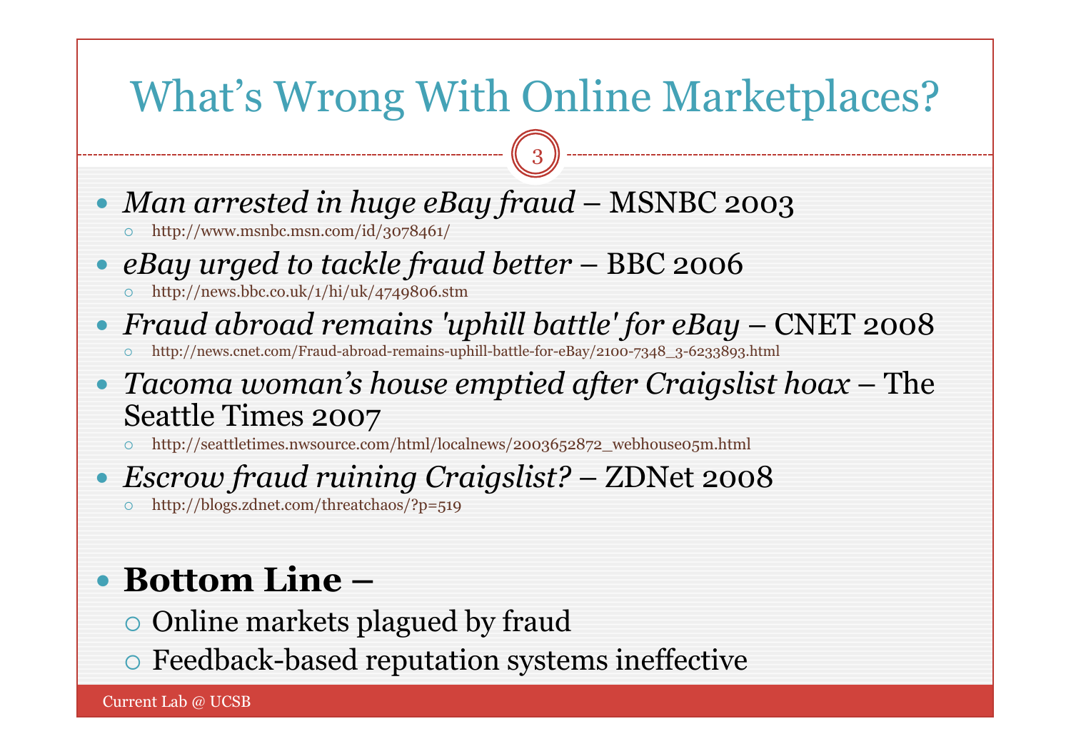# What's Wrong With Online Marketplaces?

- *Man arrested in huge eBay fraud* – MSNBC 2003
  - http://www.msnbc.msn.com/id/3078461/
- *eBay urged to tackle fraud better* – BBC 2006
  - http://news.bbc.co.uk/1/hi/uk/4749806.stm
- *Fraud abroad remains 'uphill battle' for eBay* – CNET 2008
  - http://news.cnet.com/Fraud-abroad-remains-uphill-battle-for-eBay/2100-7348_3-6233893.html
- *Tacoma woman's house emptied after Craigslist hoax* – The Seattle Times 2007
  - http://seattletimes.nwsource.com/html/localnews/2003652872_webhouse05m.html
- *Escrow fraud ruining Craigslist?* – ZDNet 2008
  - http://blogs.zdnet.com/threatchaos/?p=519

- **Bottom Line –**
  - Online markets plagued by fraud
  - Feedback-based reputation systems ineffective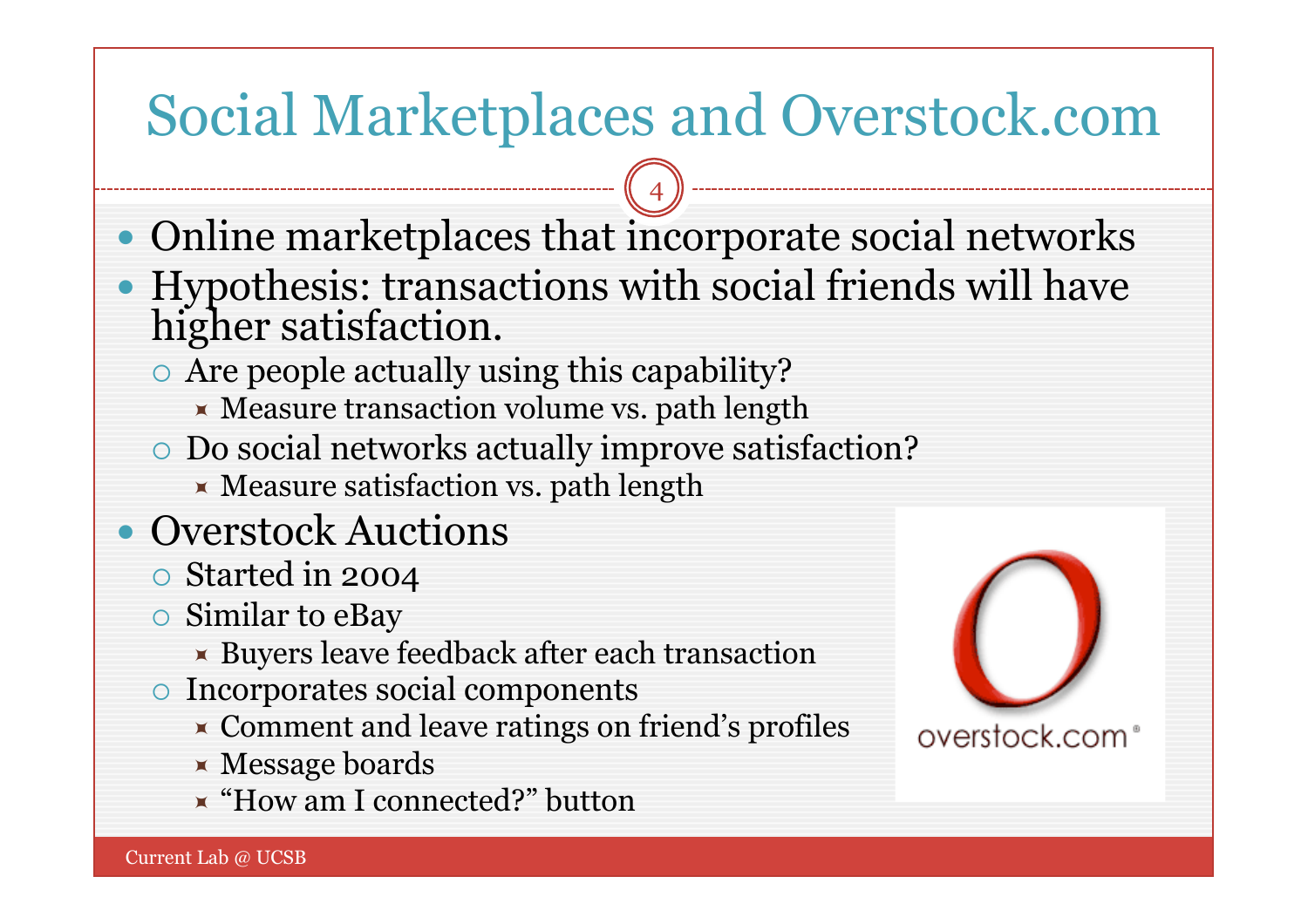# Social Marketplaces and Overstock.com

- Online marketplaces that incorporate social networks
- Hypothesis: transactions with social friends will have higher satisfaction.
  - Are people actually using this capability?
    - Measure transaction volume vs. path length
  - Do social networks actually improve satisfaction?
    - Measure satisfaction vs. path length
- Overstock Auctions
  - Started in 2004
  - Similar to eBay
    - Buyers leave feedback after each transaction
  - Incorporates social components
    - Comment and leave ratings on friend's profiles
    - Message boards
    - "How am I connected?" button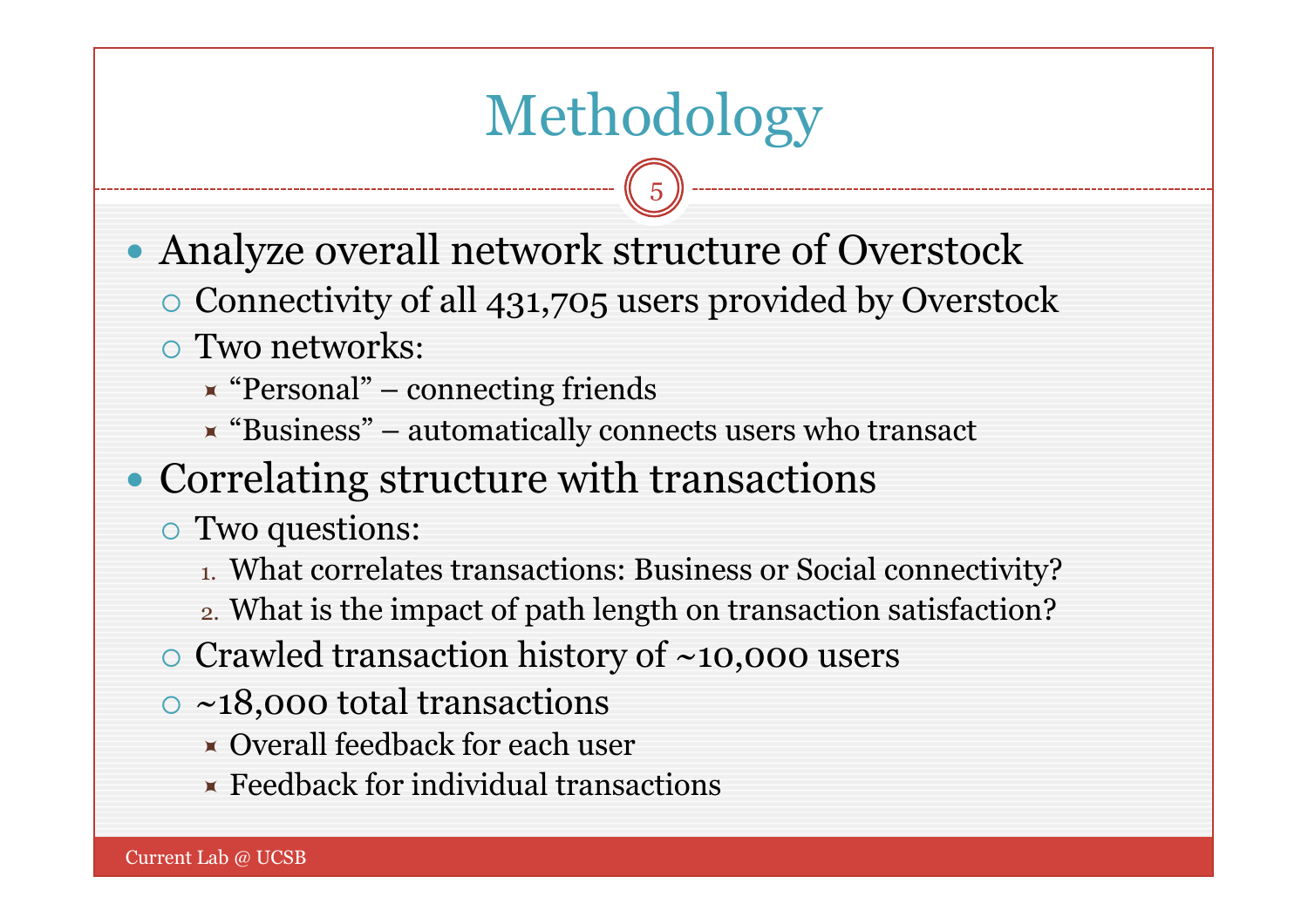# Methodology

- Analyze overall network structure of Overstock
  - Connectivity of all 431,705 users provided by Overstock
  - Two networks:
    - "Personal" – connecting friends
    - "Business" – automatically connects users who transact
- Correlating structure with transactions
  - Two questions:
    1. What correlates transactions: Business or Social connectivity?
    2. What is the impact of path length on transaction satisfaction?
  - Crawled transaction history of ~10,000 users
  - ~18,000 total transactions
    - Overall feedback for each user
    - Feedback for individual transactions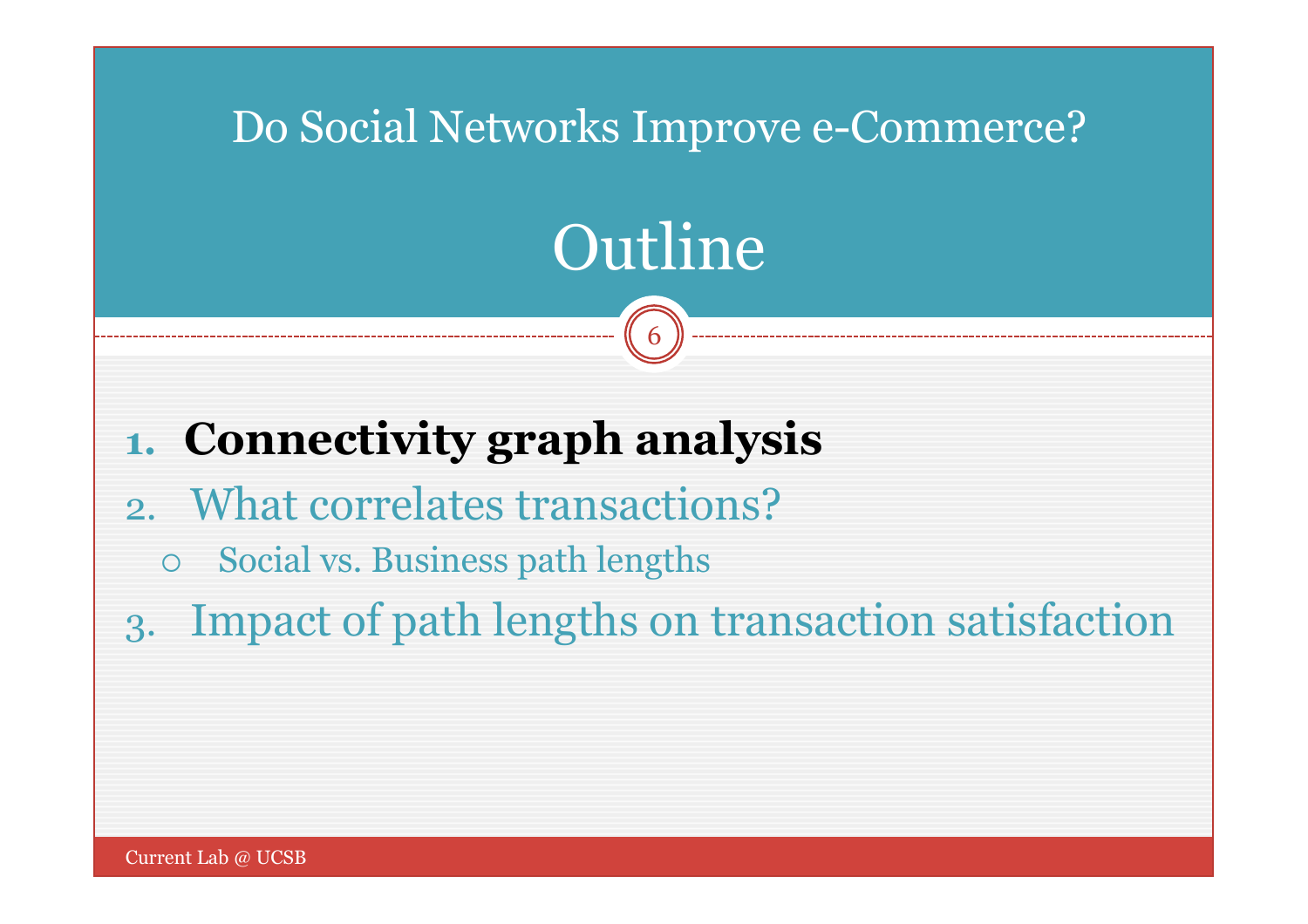# Outline

1. **Connectivity graph analysis**
2. What correlates transactions?
   - Social vs. Business path lengths
3. Impact of path lengths on transaction satisfaction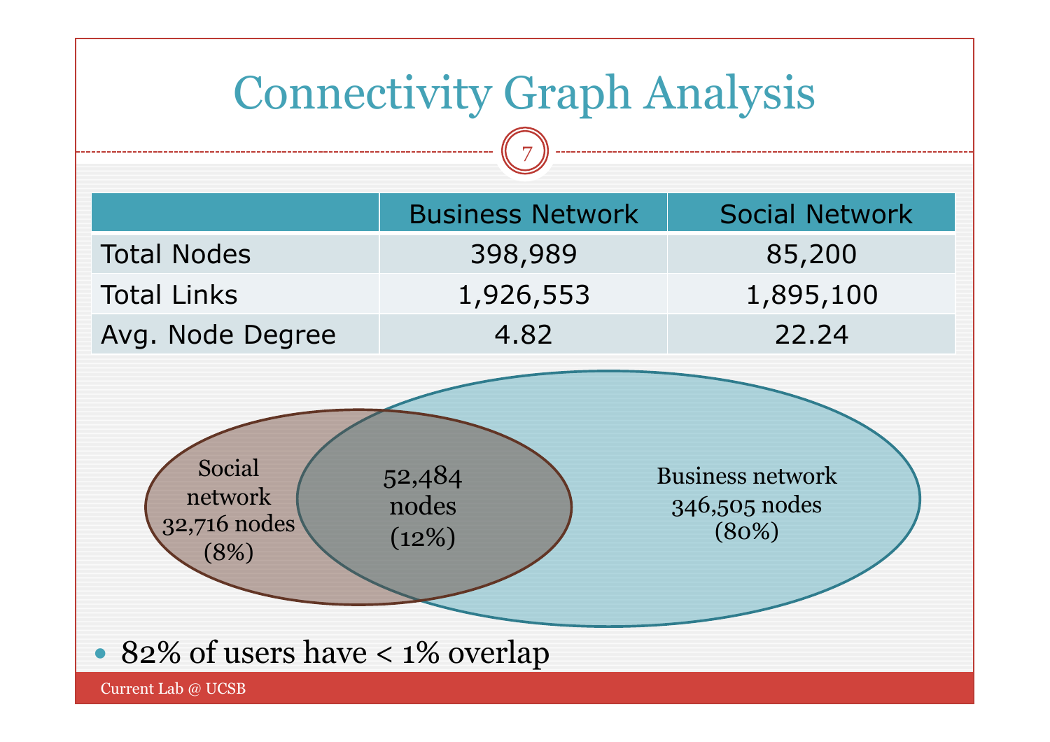# Connectivity Graph Analysis

| | Business Network | Social Network |
|---|---|---|
| Total Nodes | 398,989 | 85,200 |
| Total Links | 1,926,553 | 1,895,100 |
| Avg. Node Degree | 4.82 | 22.24 |

Social network 32,716 nodes (8%)

52,484 nodes (12%)

Business network 346,505 nodes (80%)

- 82% of users have < 1% overlap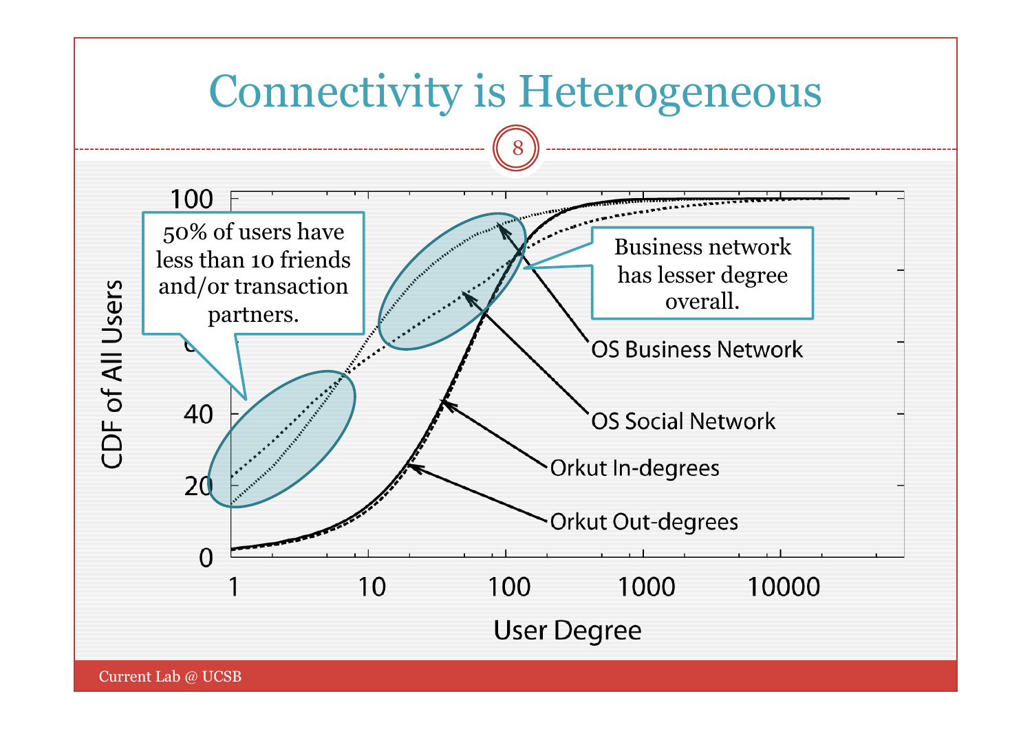# Connectivity is Heterogeneous

50% of users have less than 10 friends and/or transaction partners.

Business network has lesser degree overall.

CDF of All Users

User Degree

OS Business Network

OS Social Network

Orkut In-degrees

Orkut Out-degrees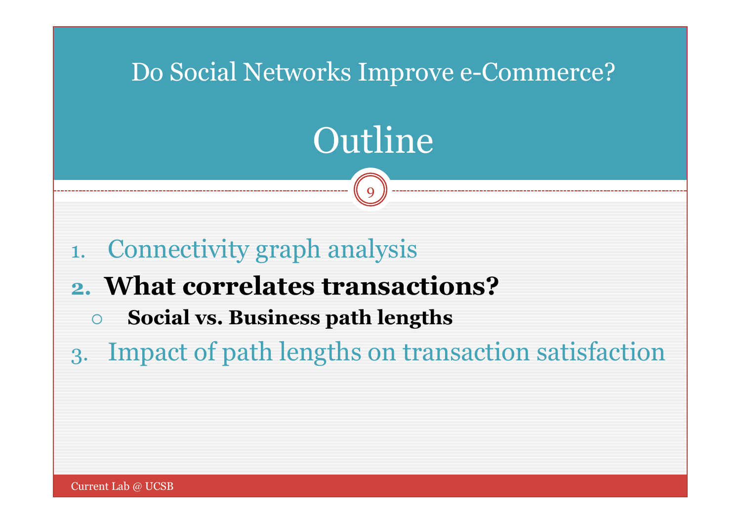Do Social Networks Improve e-Commerce?

# Outline

1. Connectivity graph analysis
2. **What correlates transactions?**
   - **Social vs. Business path lengths**
3. Impact of path lengths on transaction satisfaction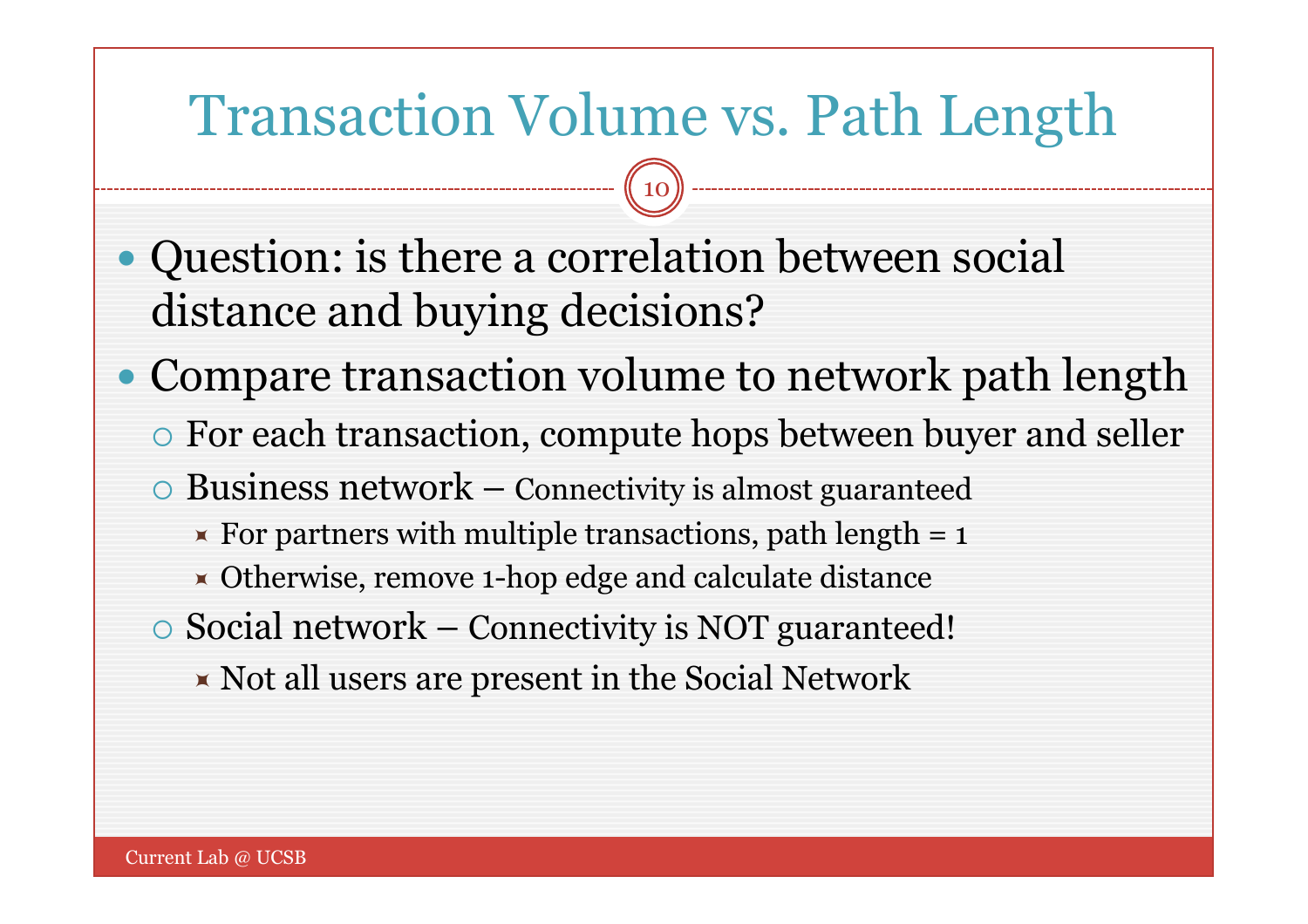# Transaction Volume vs. Path Length

- Question: is there a correlation between social distance and buying decisions?
- Compare transaction volume to network path length
  - For each transaction, compute hops between buyer and seller
  - Business network – Connectivity is almost guaranteed
    - For partners with multiple transactions, path length = 1
    - Otherwise, remove 1-hop edge and calculate distance
  - Social network – Connectivity is NOT guaranteed!
    - Not all users are present in the Social Network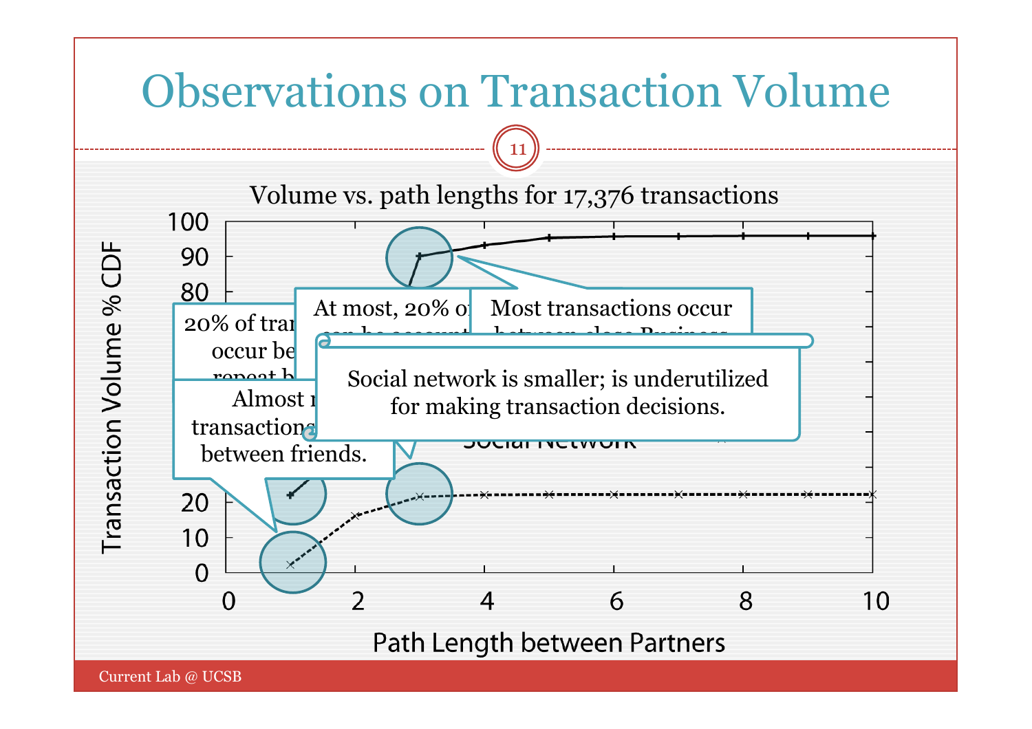# Observations on Transaction Volume

Volume vs. path lengths for 17,376 transactions

20% of tran... occur be... repeat b...

At most, 20% o... can be account...

Most transactions occur between close Business...

Almost n... transactions... between friends.

Social network is smaller; is underutilized for making transaction decisions.

Social Network

Transaction Volume % CDF

Path Length between Partners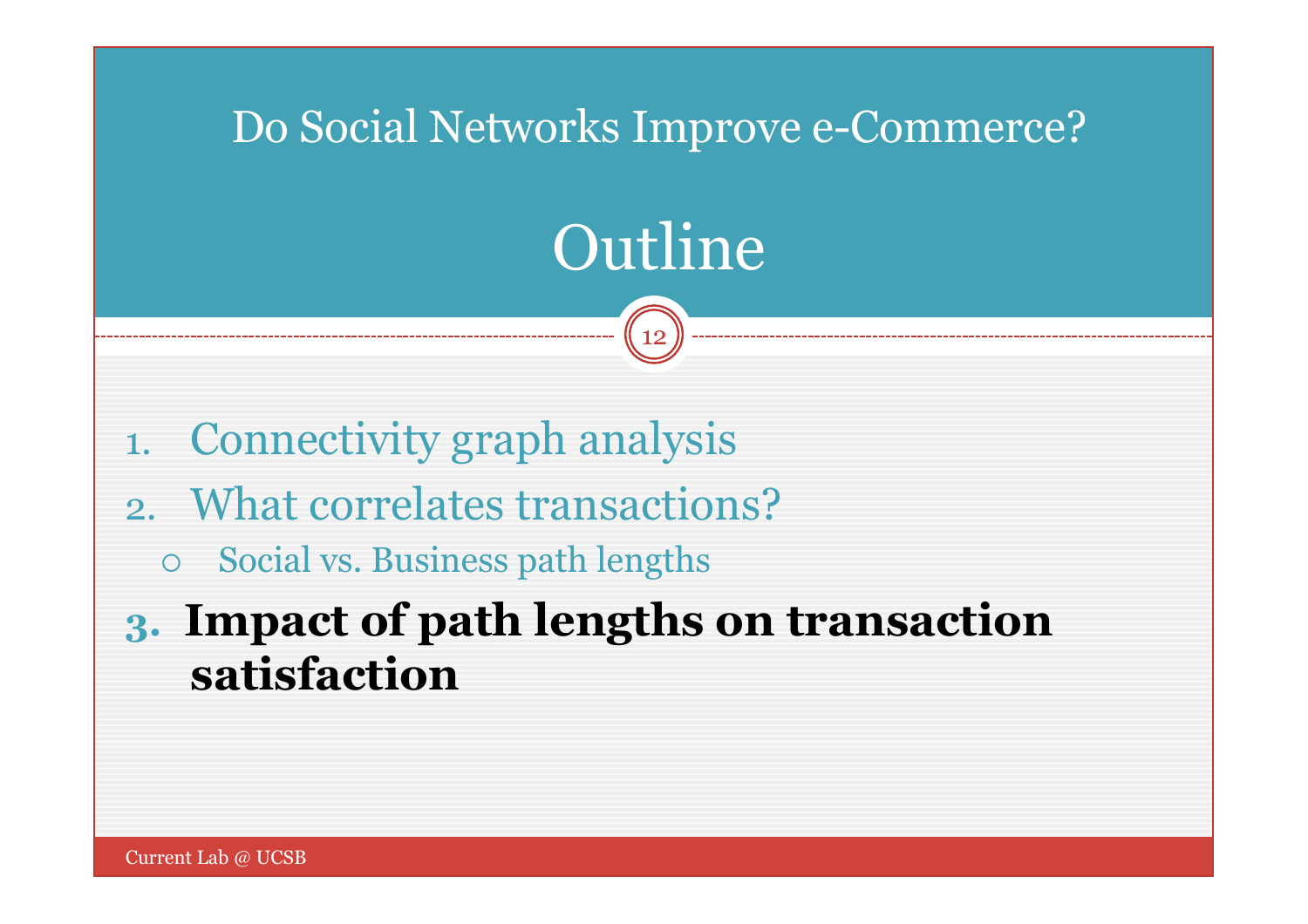Do Social Networks Improve e-Commerce?

# Outline

1. Connectivity graph analysis
2. What correlates transactions?
   - Social vs. Business path lengths
3. **Impact of path lengths on transaction satisfaction**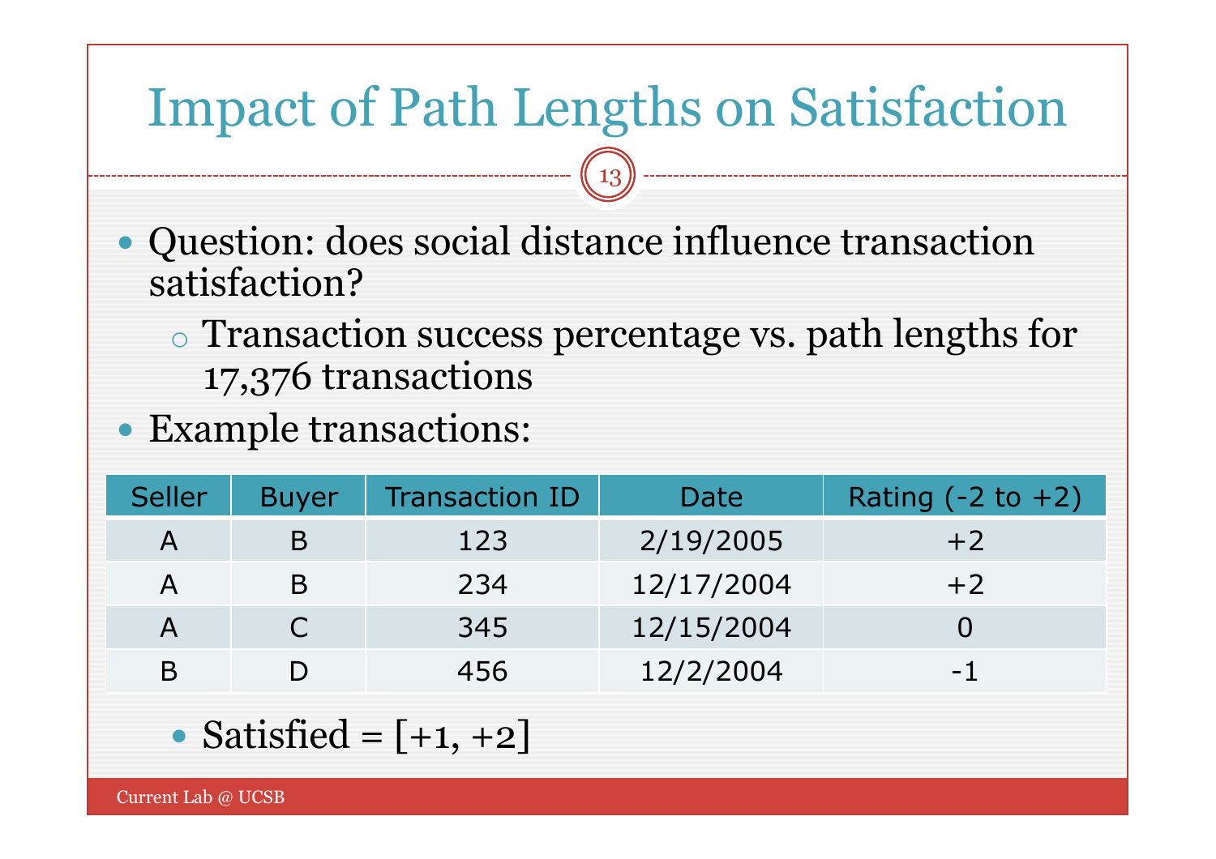# Impact of Path Lengths on Satisfaction

- Question: does social distance influence transaction satisfaction?
  - Transaction success percentage vs. path lengths for 17,376 transactions
- Example transactions:

| Seller | Buyer | Transaction ID | Date | Rating (-2 to +2) |
|---|---|---|---|---|
| A | B | 123 | 2/19/2005 | +2 |
| A | B | 234 | 12/17/2004 | +2 |
| A | C | 345 | 12/15/2004 | 0 |
| B | D | 456 | 12/2/2004 | -1 |

  - Satisfied = [+1, +2]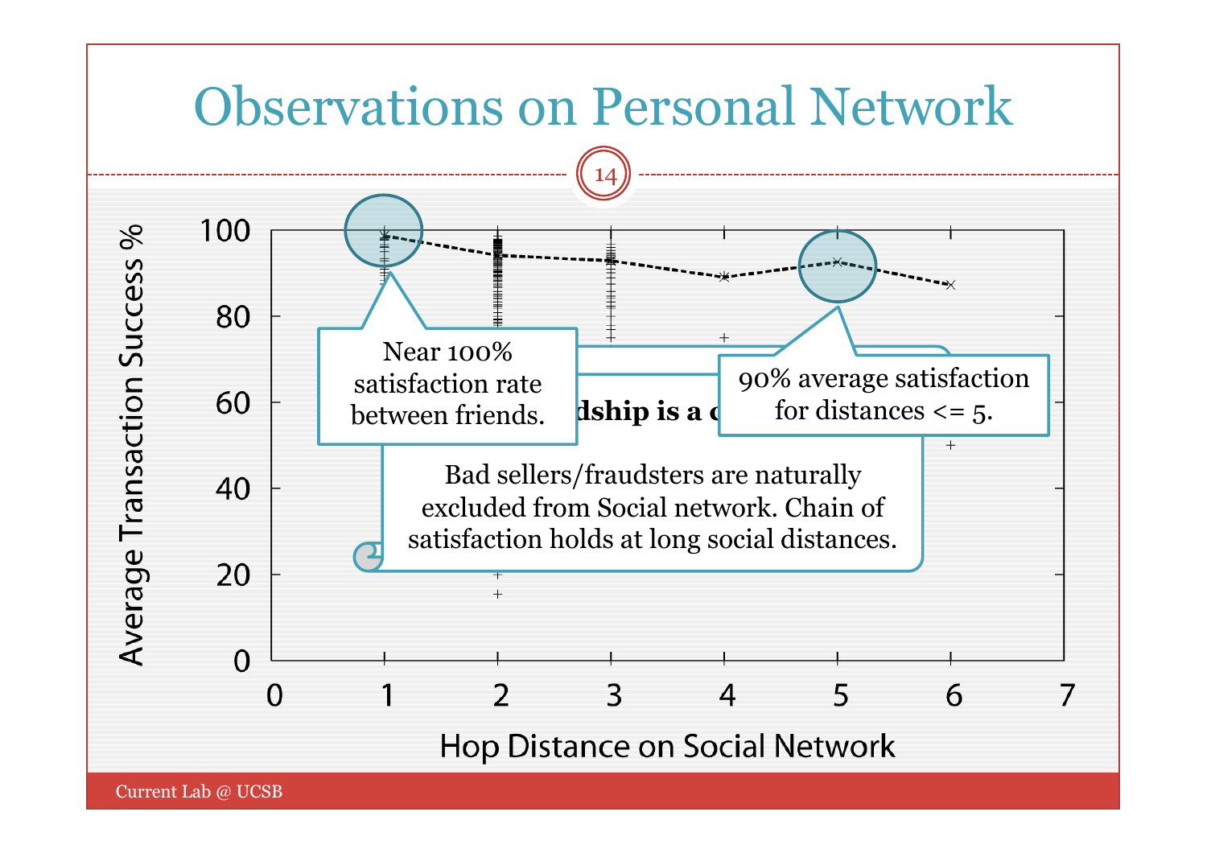# Observations on Personal Network

Average Transaction Success %

Hop Distance on Social Network

Near 100% satisfaction rate between friends.

90% average satisfaction for distances <= 5.

**...dship is a c...**

Bad sellers/fraudsters are naturally excluded from Social network. Chain of satisfaction holds at long social distances.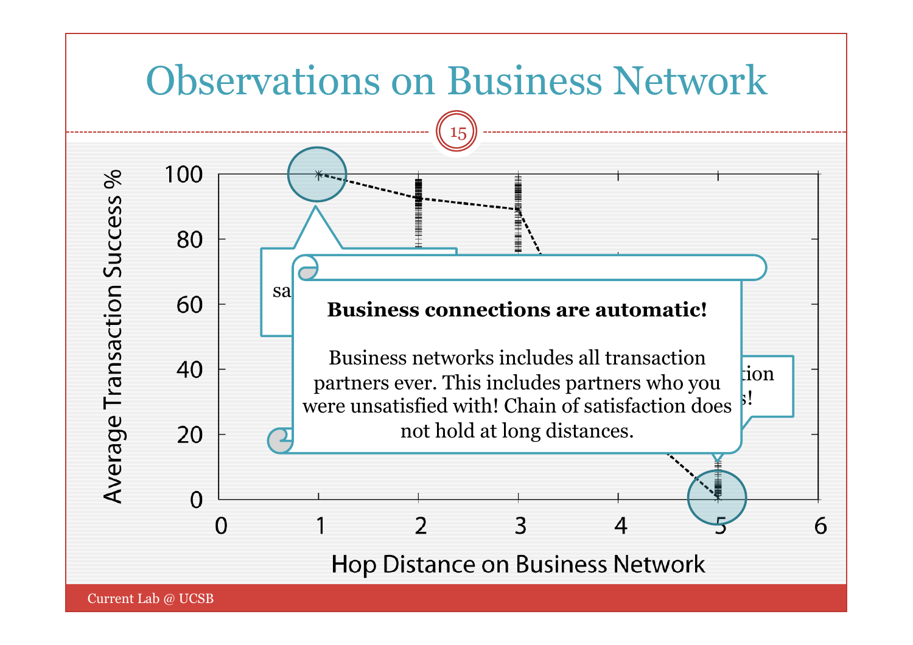# Observations on Business Network

Average Transaction Success %

Hop Distance on Business Network

**Business connections are automatic!**

Business networks includes all transaction partners ever. This includes partners who you were unsatisfied with! Chain of satisfaction does not hold at long distances.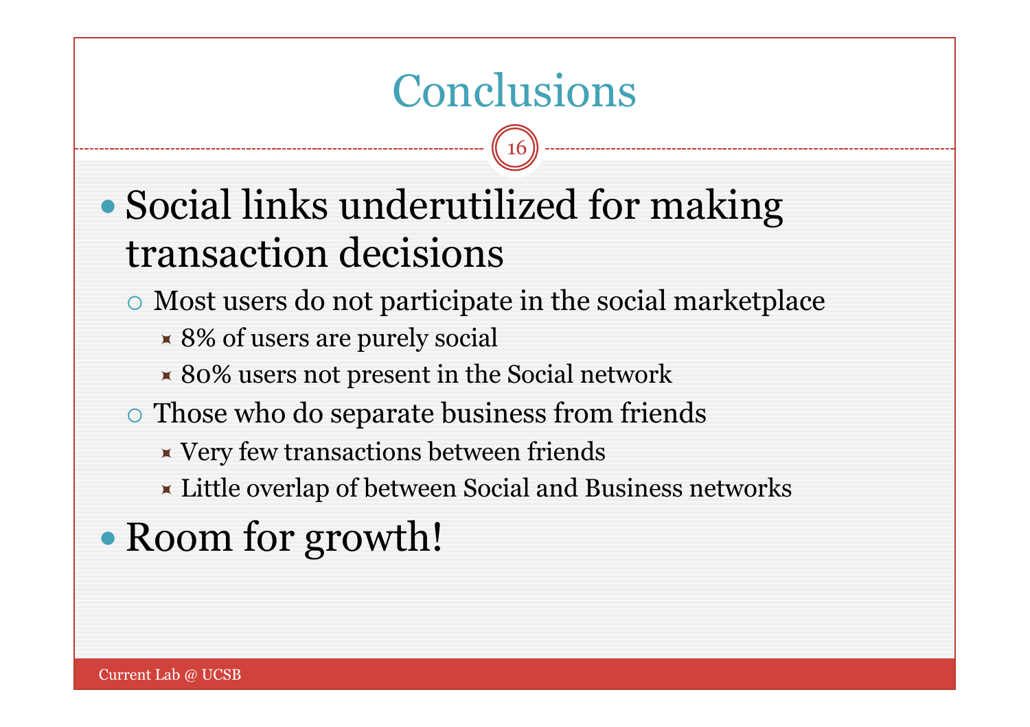# Conclusions

- Social links underutilized for making transaction decisions
  - Most users do not participate in the social marketplace
    - 8% of users are purely social
    - 80% users not present in the Social network
  - Those who do separate business from friends
    - Very few transactions between friends
    - Little overlap of between Social and Business networks
- Room for growth!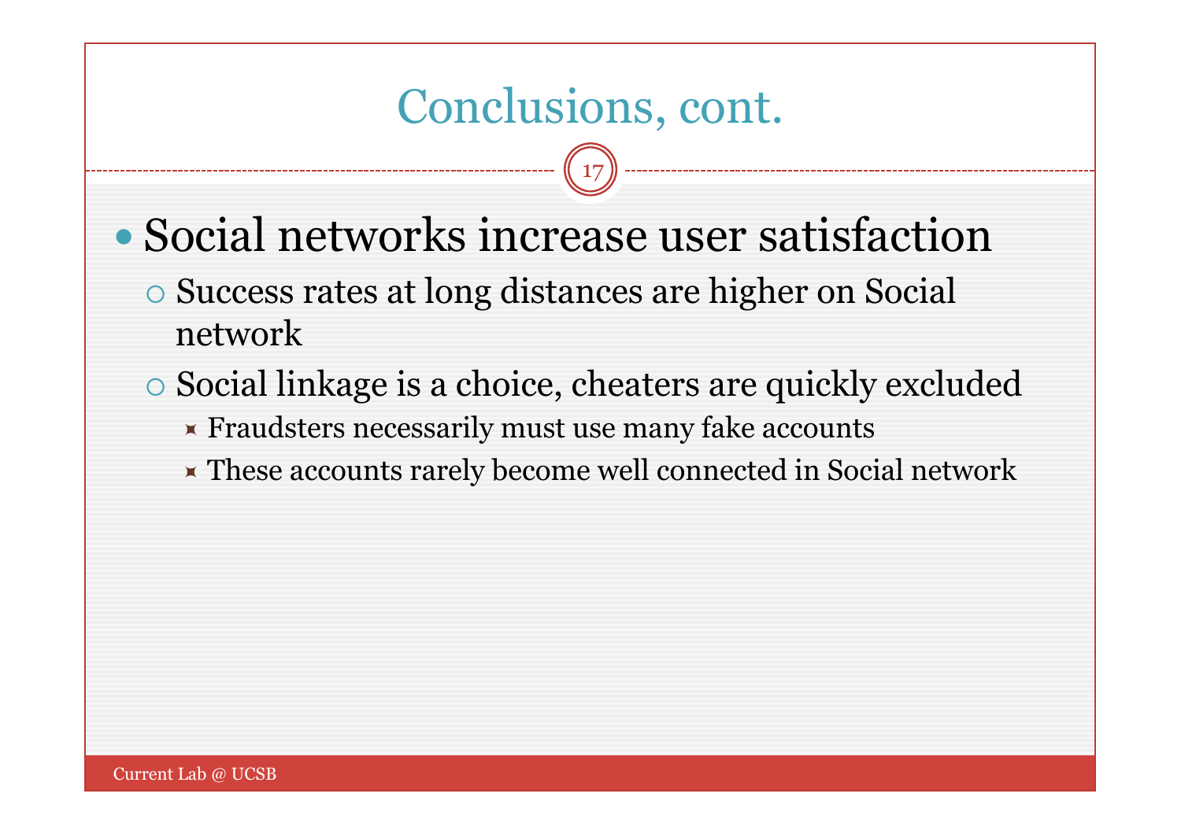# Conclusions, cont.

- Social networks increase user satisfaction
  - Success rates at long distances are higher on Social network
  - Social linkage is a choice, cheaters are quickly excluded
    - Fraudsters necessarily must use many fake accounts
    - These accounts rarely become well connected in Social network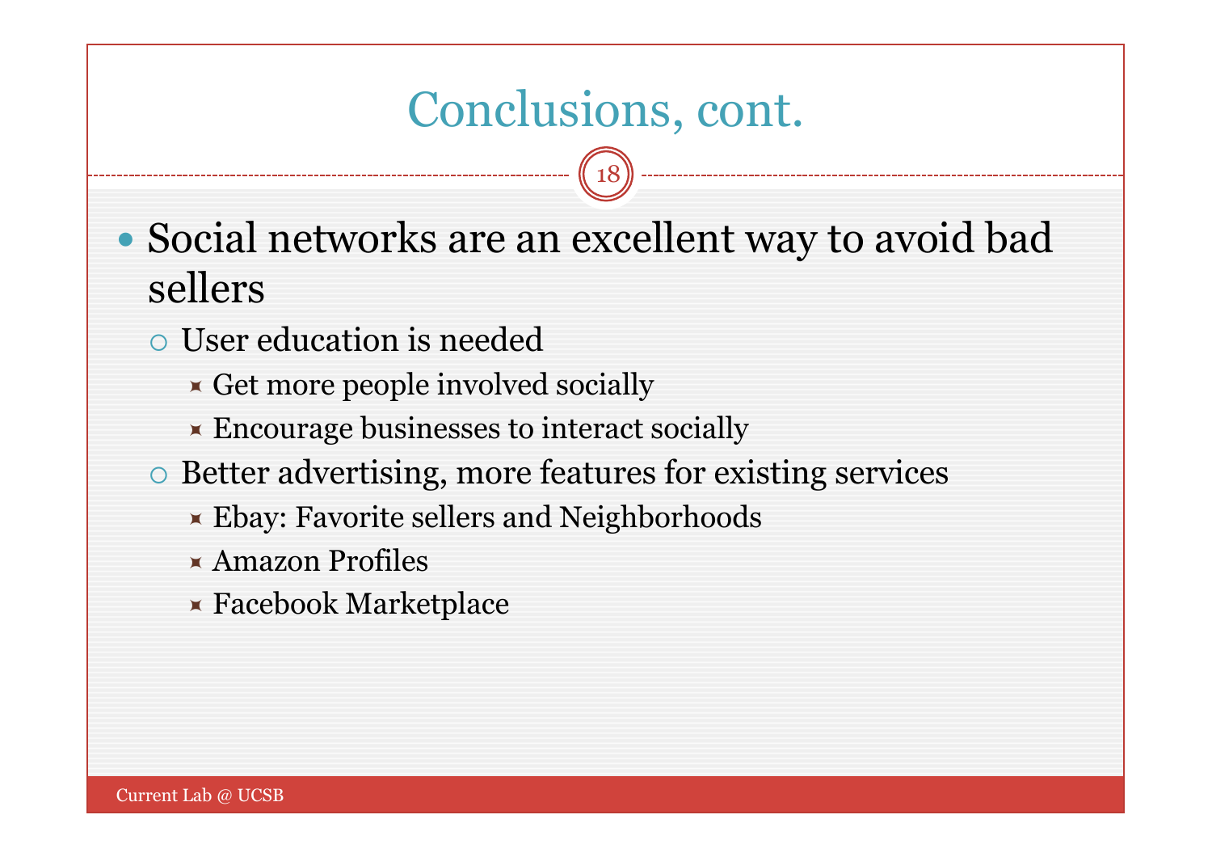# Conclusions, cont.

- Social networks are an excellent way to avoid bad sellers
  - User education is needed
    - Get more people involved socially
    - Encourage businesses to interact socially
  - Better advertising, more features for existing services
    - Ebay: Favorite sellers and Neighborhoods
    - Amazon Profiles
    - Facebook Marketplace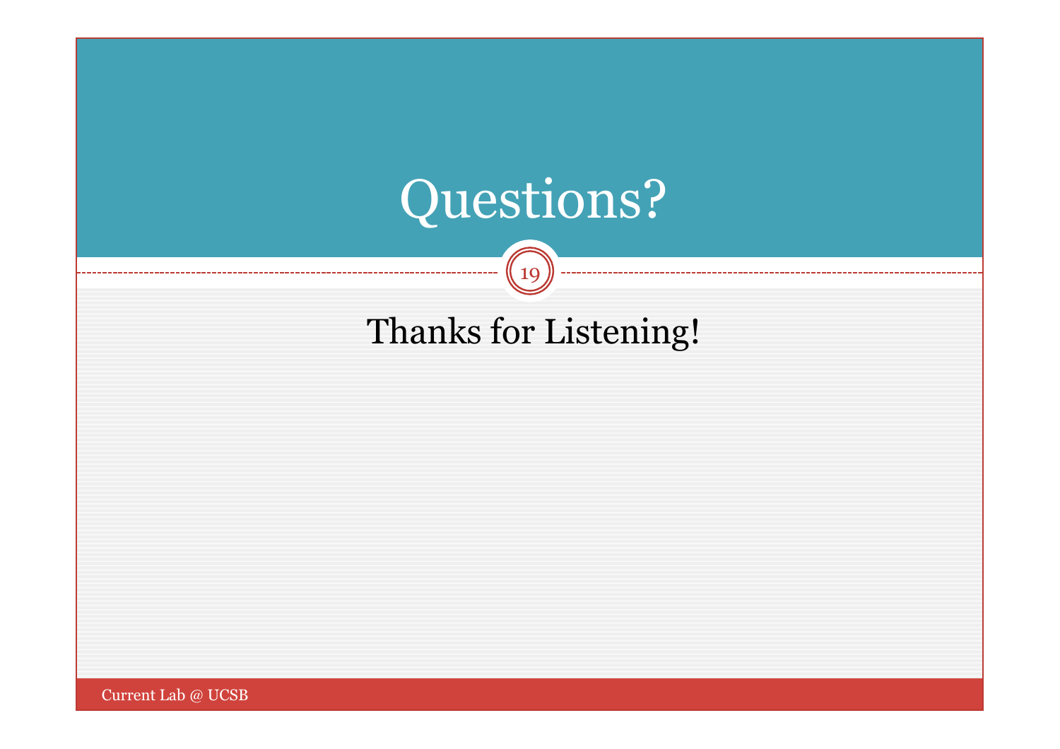# Questions?

Thanks for Listening!